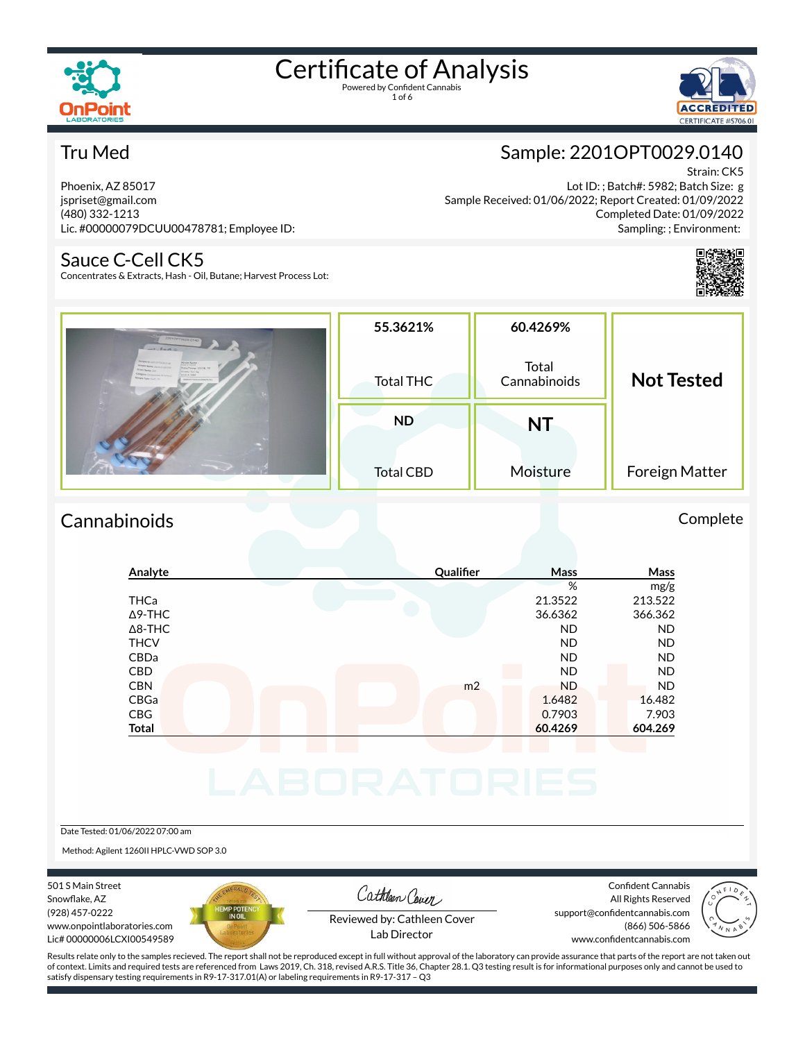# Certificate of Analysis

Powered by Confident Cannabis

## Tru Med

Phoenix, AZ 85017
jspriset@gmail.com
(480) 332-1213
Lic. #00000079DCUU00478781; Employee ID:

## Sample: 2201OPT0029.0140

Strain: CK5
Lot ID: ; Batch#: 5982; Batch Size: g
Sample Received: 01/06/2022; Report Created: 01/09/2022
Completed Date: 01/09/2022
Sampling: ; Environment:

## Sauce C-Cell CK5

Concentrates & Extracts, Hash - Oil, Butane; Harvest Process Lot:

| 55.3621% | 60.4269% | Not Tested |
|---|---|---|
| Total THC | Total Cannabinoids | Foreign Matter |
| **ND** | **NT** | |
| Total CBD | Moisture | |

## Cannabinoids

Complete

| Analyte | Qualifier | Mass % | Mass mg/g |
|---|---|---|---|
| THCa | | 21.3522 | 213.522 |
| Δ9-THC | | 36.6362 | 366.362 |
| Δ8-THC | | ND | ND |
| THCV | | ND | ND |
| CBDa | | ND | ND |
| CBD | | ND | ND |
| CBN | m2 | ND | ND |
| CBGa | | 1.6482 | 16.482 |
| CBG | | 0.7903 | 7.903 |
| **Total** | | **60.4269** | **604.269** |

Date Tested: 01/06/2022 07:00 am

Method: Agilent 1260II HPLC-VWD SOP 3.0

501 S Main Street
Snowflake, AZ
(928) 457-0222
www.onpointlaboratories.com
Lic# 00000006LCXI00549589

Reviewed by: Cathleen Cover
Lab Director

Confident Cannabis
All Rights Reserved
support@confidentcannabis.com
(866) 506-5866
www.confidentcannabis.com

Results relate only to the samples recieved. The report shall not be reproduced except in full without approval of the laboratory can provide assurance that parts of the report are not taken out of context. Limits and required tests are referenced from Laws 2019, Ch. 318, revised A.R.S. Title 36, Chapter 28.1. Q3 testing result is for informational purposes only and cannot be used to satisfy dispensary testing requirements in R9-17-317.01(A) or labeling requirements in R9-17-317 – Q3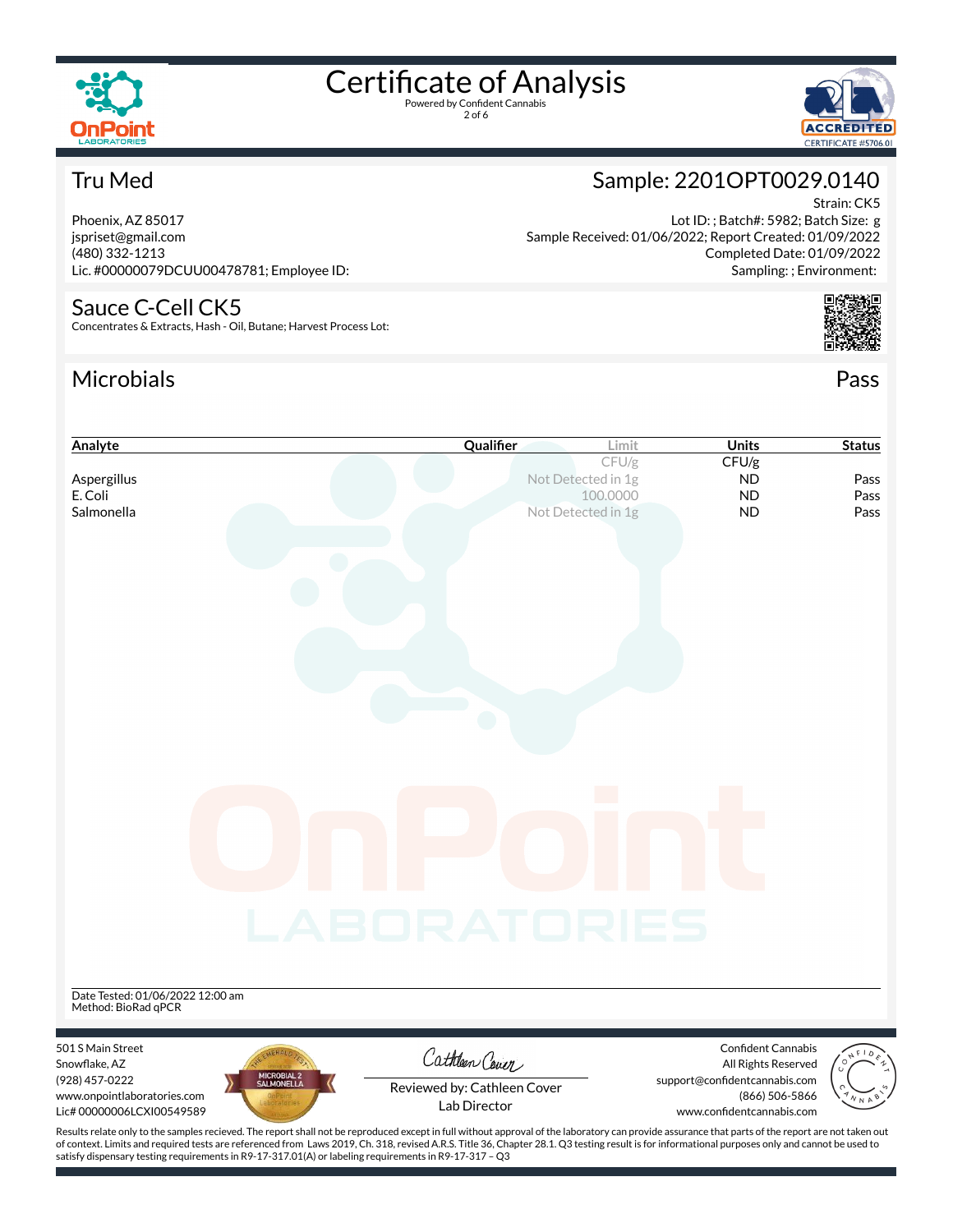# Certificate of Analysis

Powered by Confident Cannabis

## Tru Med

Phoenix, AZ 85017
jspriset@gmail.com
(480) 332-1213
Lic. #00000079DCUU00478781; Employee ID:

## Sample: 2201OPT0029.0140

Strain: CK5
Lot ID: ; Batch#: 5982; Batch Size: g
Sample Received: 01/06/2022; Report Created: 01/09/2022
Completed Date: 01/09/2022
Sampling: ; Environment:

## Sauce C-Cell CK5

Concentrates & Extracts, Hash - Oil, Butane; Harvest Process Lot:

## Microbials

Pass

| Analyte | Qualifier | Limit | Units | Status |
|---|---|---|---|---|
| | | CFU/g | CFU/g | |
| Aspergillus | | Not Detected in 1g | ND | Pass |
| E. Coli | | 100.0000 | ND | Pass |
| Salmonella | | Not Detected in 1g | ND | Pass |

Date Tested: 01/06/2022 12:00 am
Method: BioRad qPCR

501 S Main Street
Snowflake, AZ
(928) 457-0222
www.onpointlaboratories.com
Lic# 00000006LCXI00549589

Reviewed by: Cathleen Cover
Lab Director

Confident Cannabis
All Rights Reserved
support@confidentcannabis.com
(866) 506-5866
www.confidentcannabis.com

Results relate only to the samples recieved. The report shall not be reproduced except in full without approval of the laboratory can provide assurance that parts of the report are not taken out of context. Limits and required tests are referenced from Laws 2019, Ch. 318, revised A.R.S. Title 36, Chapter 28.1. Q3 testing result is for informational purposes only and cannot be used to satisfy dispensary testing requirements in R9-17-317.01(A) or labeling requirements in R9-17-317 – Q3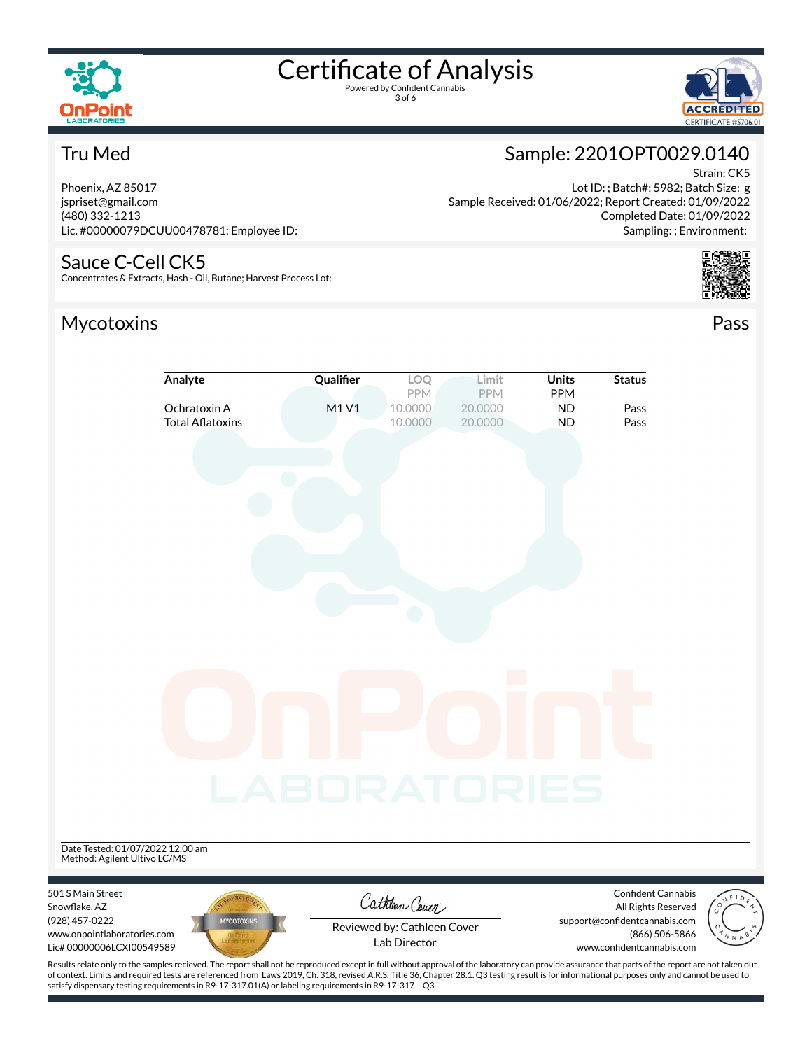# Certificate of Analysis

Powered by Confident Cannabis

## Tru Med

Phoenix, AZ 85017
jspriset@gmail.com
(480) 332-1213
Lic. #00000079DCUU00478781; Employee ID:

## Sample: 2201OPT0029.0140

Strain: CK5
Lot ID: ; Batch#: 5982; Batch Size: g
Sample Received: 01/06/2022; Report Created: 01/09/2022
Completed Date: 01/09/2022
Sampling: ; Environment:

## Sauce C-Cell CK5

Concentrates & Extracts, Hash - Oil, Butane; Harvest Process Lot:

## Mycotoxins

Pass

| Analyte | Qualifier | LOQ | Limit | Units | Status |
|---|---|---|---|---|---|
| | | PPM | PPM | PPM | |
| Ochratoxin A | M1 V1 | 10.0000 | 20.0000 | ND | Pass |
| Total Aflatoxins | | 10.0000 | 20.0000 | ND | Pass |

Date Tested: 01/07/2022 12:00 am
Method: Agilent Ultivo LC/MS

501 S Main Street
Snowflake, AZ
(928) 457-0222
www.onpointlaboratories.com
Lic# 00000006LCXI00549589

Reviewed by: Cathleen Cover
Lab Director

Confident Cannabis
All Rights Reserved
support@confidentcannabis.com
(866) 506-5866
www.confidentcannabis.com

Results relate only to the samples recieved. The report shall not be reproduced except in full without approval of the laboratory can provide assurance that parts of the report are not taken out of context. Limits and required tests are referenced from Laws 2019, Ch. 318, revised A.R.S. Title 36, Chapter 28.1. Q3 testing result is for informational purposes only and cannot be used to satisfy dispensary testing requirements in R9-17-317.01(A) or labeling requirements in R9-17-317 – Q3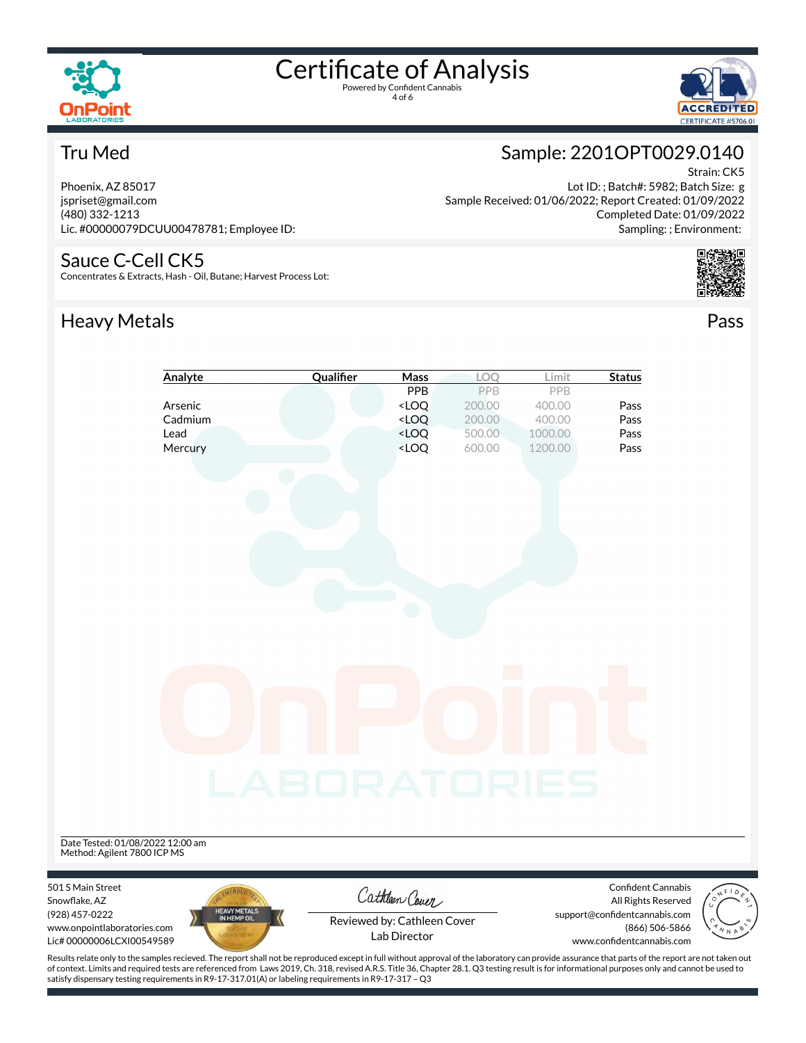# Certificate of Analysis

Powered by Confident Cannabis

## Tru Med

Phoenix, AZ 85017
jspriset@gmail.com
(480) 332-1213
Lic. #00000079DCUU00478781; Employee ID:

## Sample: 2201OPT0029.0140

Strain: CK5
Lot ID: ; Batch#: 5982; Batch Size: g
Sample Received: 01/06/2022; Report Created: 01/09/2022
Completed Date: 01/09/2022
Sampling: ; Environment:

## Sauce C-Cell CK5

Concentrates & Extracts, Hash - Oil, Butane; Harvest Process Lot:

## Heavy Metals

Pass

| Analyte | Qualifier | Mass | LOQ | Limit | Status |
|---|---|---|---|---|---|
| | | PPB | PPB | PPB | |
| Arsenic | | <LOQ | 200.00 | 400.00 | Pass |
| Cadmium | | <LOQ | 200.00 | 400.00 | Pass |
| Lead | | <LOQ | 500.00 | 1000.00 | Pass |
| Mercury | | <LOQ | 600.00 | 1200.00 | Pass |

Date Tested: 01/08/2022 12:00 am
Method: Agilent 7800 ICP MS

501 S Main Street
Snowflake, AZ
(928) 457-0222
www.onpointlaboratories.com
Lic# 00000006LCXI00549589

Reviewed by: Cathleen Cover
Lab Director

Confident Cannabis
All Rights Reserved
support@confidentcannabis.com
(866) 506-5866
www.confidentcannabis.com

Results relate only to the samples recieved. The report shall not be reproduced except in full without approval of the laboratory can provide assurance that parts of the report are not taken out of context. Limits and required tests are referenced from Laws 2019, Ch. 318, revised A.R.S. Title 36, Chapter 28.1. Q3 testing result is for informational purposes only and cannot be used to satisfy dispensary testing requirements in R9-17-317.01(A) or labeling requirements in R9-17-317 – Q3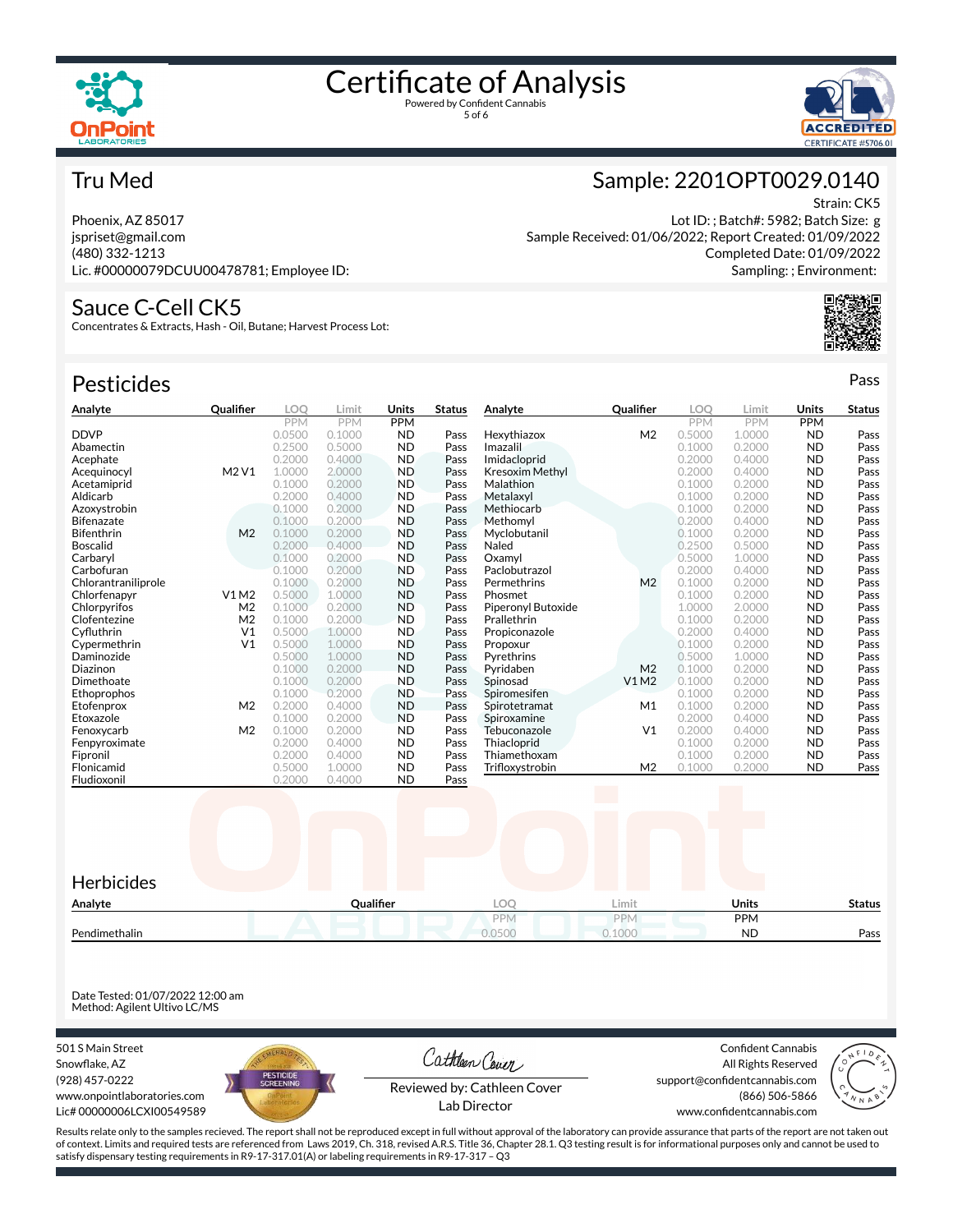# Certificate of Analysis

Powered by Confident Cannabis

## Tru Med

Phoenix, AZ 85017
jspriset@gmail.com
(480) 332-1213
Lic. #00000079DCUU00478781; Employee ID:

## Sample: 2201OPT0029.0140

Strain: CK5
Lot ID: ; Batch#: 5982; Batch Size: g
Sample Received: 01/06/2022; Report Created: 01/09/2022
Completed Date: 01/09/2022
Sampling: ; Environment:

## Sauce C-Cell CK5

Concentrates & Extracts, Hash - Oil, Butane; Harvest Process Lot:

## Pesticides

Pass

| Analyte | Qualifier | LOQ PPM | Limit PPM | Units PPM | Status |
|---|---|---|---|---|---|
| DDVP | | 0.0500 | 0.1000 | ND | Pass |
| Abamectin | | 0.2500 | 0.5000 | ND | Pass |
| Acephate | | 0.2000 | 0.4000 | ND | Pass |
| Acequinocyl | M2 V1 | 1.0000 | 2.0000 | ND | Pass |
| Acetamiprid | | 0.1000 | 0.2000 | ND | Pass |
| Aldicarb | | 0.2000 | 0.4000 | ND | Pass |
| Azoxystrobin | | 0.1000 | 0.2000 | ND | Pass |
| Bifenazate | | 0.1000 | 0.2000 | ND | Pass |
| Bifenthrin | M2 | 0.1000 | 0.2000 | ND | Pass |
| Boscalid | | 0.2000 | 0.4000 | ND | Pass |
| Carbaryl | | 0.1000 | 0.2000 | ND | Pass |
| Carbofuran | | 0.1000 | 0.2000 | ND | Pass |
| Chlorantraniliprole | | 0.1000 | 0.2000 | ND | Pass |
| Chlorfenapyr | V1 M2 | 0.5000 | 1.0000 | ND | Pass |
| Chlorpyrifos | M2 | 0.1000 | 0.2000 | ND | Pass |
| Clofentezine | M2 | 0.1000 | 0.2000 | ND | Pass |
| Cyfluthrin | V1 | 0.5000 | 1.0000 | ND | Pass |
| Cypermethrin | V1 | 0.5000 | 1.0000 | ND | Pass |
| Daminozide | | 0.5000 | 1.0000 | ND | Pass |
| Diazinon | | 0.1000 | 0.2000 | ND | Pass |
| Dimethoate | | 0.1000 | 0.2000 | ND | Pass |
| Ethoprophos | | 0.1000 | 0.2000 | ND | Pass |
| Etofenprox | M2 | 0.2000 | 0.4000 | ND | Pass |
| Etoxazole | | 0.1000 | 0.2000 | ND | Pass |
| Fenoxycarb | M2 | 0.1000 | 0.2000 | ND | Pass |
| Fenpyroximate | | 0.2000 | 0.4000 | ND | Pass |
| Fipronil | | 0.2000 | 0.4000 | ND | Pass |
| Flonicamid | | 0.5000 | 1.0000 | ND | Pass |
| Fludioxonil | | 0.2000 | 0.4000 | ND | Pass |
| Hexythiazox | M2 | 0.5000 | 1.0000 | ND | Pass |
| Imazalil | | 0.1000 | 0.2000 | ND | Pass |
| Imidacloprid | | 0.2000 | 0.4000 | ND | Pass |
| Kresoxim Methyl | | 0.2000 | 0.4000 | ND | Pass |
| Malathion | | 0.1000 | 0.2000 | ND | Pass |
| Metalaxyl | | 0.1000 | 0.2000 | ND | Pass |
| Methiocarb | | 0.1000 | 0.2000 | ND | Pass |
| Methomyl | | 0.2000 | 0.4000 | ND | Pass |
| Myclobutanil | | 0.1000 | 0.2000 | ND | Pass |
| Naled | | 0.2500 | 0.5000 | ND | Pass |
| Oxamyl | | 0.5000 | 1.0000 | ND | Pass |
| Paclobutrazol | | 0.2000 | 0.4000 | ND | Pass |
| Permethrins | M2 | 0.1000 | 0.2000 | ND | Pass |
| Phosmet | | 0.1000 | 0.2000 | ND | Pass |
| Piperonyl Butoxide | | 1.0000 | 2.0000 | ND | Pass |
| Prallethrin | | 0.1000 | 0.2000 | ND | Pass |
| Propiconazole | | 0.2000 | 0.4000 | ND | Pass |
| Propoxur | | 0.1000 | 0.2000 | ND | Pass |
| Pyrethrins | | 0.5000 | 1.0000 | ND | Pass |
| Pyridaben | M2 | 0.1000 | 0.2000 | ND | Pass |
| Spinosad | V1 M2 | 0.1000 | 0.2000 | ND | Pass |
| Spiromesifen | | 0.1000 | 0.2000 | ND | Pass |
| Spirotetramat | M1 | 0.1000 | 0.2000 | ND | Pass |
| Spiroxamine | | 0.2000 | 0.4000 | ND | Pass |
| Tebuconazole | V1 | 0.2000 | 0.4000 | ND | Pass |
| Thiacloprid | | 0.1000 | 0.2000 | ND | Pass |
| Thiamethoxam | | 0.1000 | 0.2000 | ND | Pass |
| Trifloxystrobin | M2 | 0.1000 | 0.2000 | ND | Pass |

## Herbicides

| Analyte | Qualifier | LOQ PPM | Limit PPM | Units PPM | Status |
|---|---|---|---|---|---|
| Pendimethalin | | 0.0500 | 0.1000 | ND | Pass |

Date Tested: 01/07/2022 12:00 am
Method: Agilent Ultivo LC/MS

501 S Main Street
Snowflake, AZ
(928) 457-0222
www.onpointlaboratories.com
Lic# 00000006LCXI00549589

Reviewed by: Cathleen Cover
Lab Director

Confident Cannabis
All Rights Reserved
support@confidentcannabis.com
(866) 506-5866
www.confidentcannabis.com

Results relate only to the samples recieved. The report shall not be reproduced except in full without approval of the laboratory can provide assurance that parts of the report are not taken out of context. Limits and required tests are referenced from Laws 2019, Ch. 318, revised A.R.S. Title 36, Chapter 28.1. Q3 testing result is for informational purposes only and cannot be used to satisfy dispensary testing requirements in R9-17-317.01(A) or labeling requirements in R9-17-317 – Q3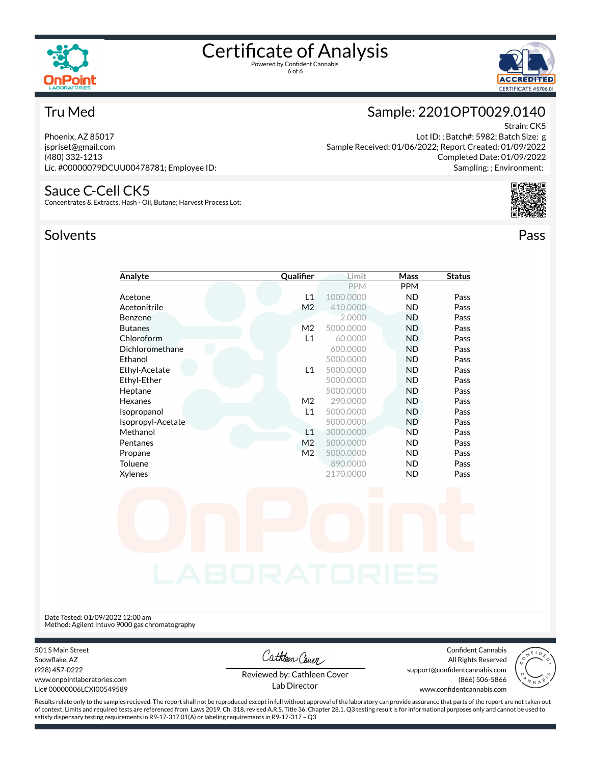# Certificate of Analysis

Powered by Confident Cannabis

## Tru Med

Phoenix, AZ 85017
jspriset@gmail.com
(480) 332-1213
Lic. #00000079DCUU00478781; Employee ID:

## Sample: 2201OPT0029.0140

Strain: CK5
Lot ID: ; Batch#: 5982; Batch Size: g
Sample Received: 01/06/2022; Report Created: 01/09/2022
Completed Date: 01/09/2022
Sampling: ; Environment:

## Sauce C-Cell CK5

Concentrates & Extracts, Hash - Oil, Butane; Harvest Process Lot:

## Solvents

Pass

| Analyte | Qualifier | Limit | Mass | Status |
|---|---|---|---|---|
| | | PPM | PPM | |
| Acetone | L1 | 1000.0000 | ND | Pass |
| Acetonitrile | M2 | 410.0000 | ND | Pass |
| Benzene | | 2.0000 | ND | Pass |
| Butanes | M2 | 5000.0000 | ND | Pass |
| Chloroform | L1 | 60.0000 | ND | Pass |
| Dichloromethane | | 600.0000 | ND | Pass |
| Ethanol | | 5000.0000 | ND | Pass |
| Ethyl-Acetate | L1 | 5000.0000 | ND | Pass |
| Ethyl-Ether | | 5000.0000 | ND | Pass |
| Heptane | | 5000.0000 | ND | Pass |
| Hexanes | M2 | 290.0000 | ND | Pass |
| Isopropanol | L1 | 5000.0000 | ND | Pass |
| Isopropyl-Acetate | | 5000.0000 | ND | Pass |
| Methanol | L1 | 3000.0000 | ND | Pass |
| Pentanes | M2 | 5000.0000 | ND | Pass |
| Propane | M2 | 5000.0000 | ND | Pass |
| Toluene | | 890.0000 | ND | Pass |
| Xylenes | | 2170.0000 | ND | Pass |

Date Tested: 01/09/2022 12:00 am
Method: Agilent Intuvo 9000 gas chromatography

501 S Main Street
Snowflake, AZ
(928) 457-0222
www.onpointlaboratories.com
Lic# 00000006LCXI00549589

Reviewed by: Cathleen Cover
Lab Director

Confident Cannabis
All Rights Reserved
support@confidentcannabis.com
(866) 506-5866
www.confidentcannabis.com

Results relate only to the samples recieved. The report shall not be reproduced except in full without approval of the laboratory can provide assurance that parts of the report are not taken out of context. Limits and required tests are referenced from Laws 2019, Ch. 318, revised A.R.S. Title 36, Chapter 28.1. Q3 testing result is for informational purposes only and cannot be used to satisfy dispensary testing requirements in R9-17-317.01(A) or labeling requirements in R9-17-317 – Q3